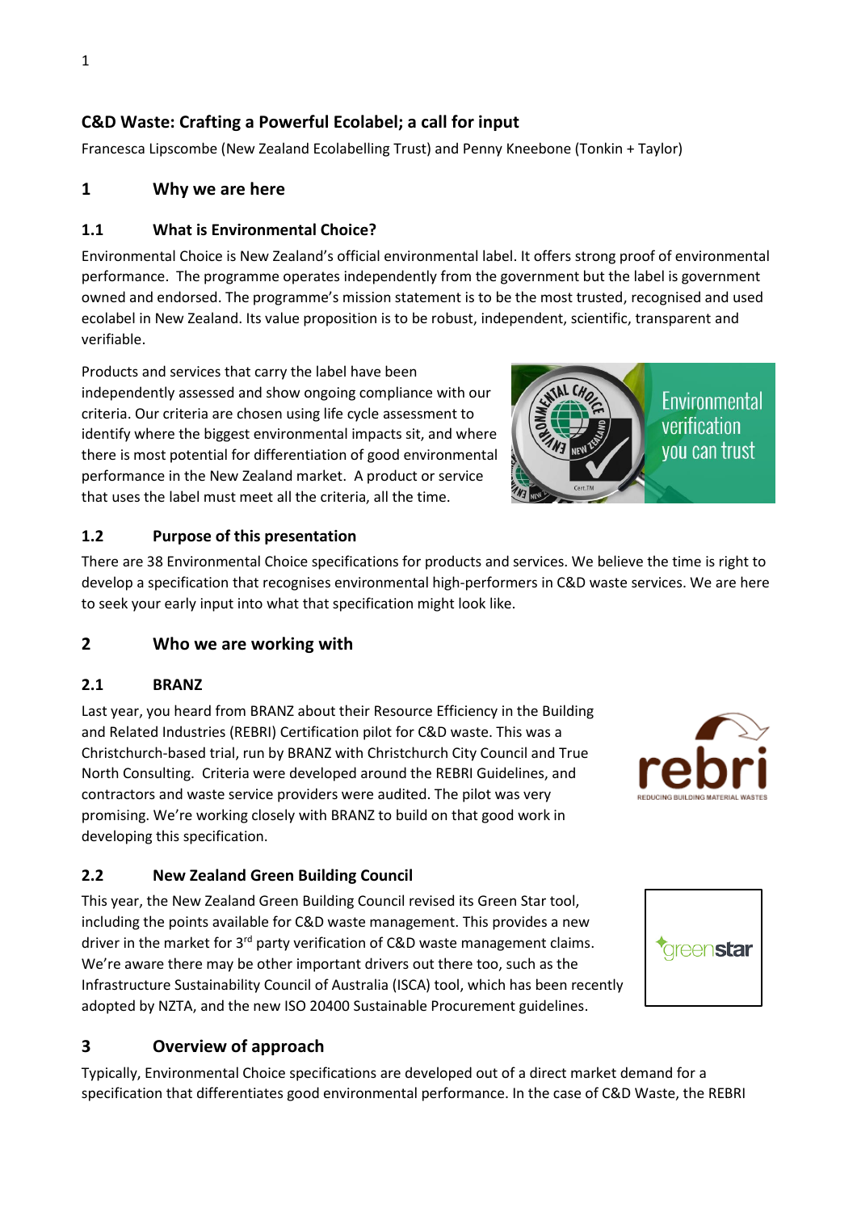## C&D Waste: Crafting a Powerful Ecolabel; a call for input

Francesca Lipscombe (New Zealand Ecolabelling Trust) and Penny Kneebone (Tonkin + Taylor)

### 1 Why we are here

#### 1.1 What is Environmental Choice?

Environmental Choice is New Zealand's official environmental label. It offers strong proof of environmental performance. The programme operates independently from the government but the label is government owned and endorsed. The programme's mission statement is to be the most trusted, recognised and used ecolabel in New Zealand. Its value proposition is to be robust, independent, scientific, transparent and verifiable.

Products and services that carry the label have been independently assessed and show ongoing compliance with our criteria. Our criteria are chosen using life cycle assessment to identify where the biggest environmental impacts sit, and where there is most potential for differentiation of good environmental performance in the New Zealand market. A product or service that uses the label must meet all the criteria, all the time.

#### 1.2 Purpose of this presentation

There are 38 Environmental Choice specifications for products and services. We believe the time is right to develop a specification that recognises environmental high-performers in C&D waste services. We are here to seek your early input into what that specification might look like.

### 2 Who we are working with

#### 2.1 BRANZ

Last year, you heard from BRANZ about their Resource Efficiency in the Building and Related Industries (REBRI) Certification pilot for C&D waste. This was a Christchurch-based trial, run by BRANZ with Christchurch City Council and True North Consulting. Criteria were developed around the REBRI Guidelines, and contractors and waste service providers were audited. The pilot was very promising. We're working closely with BRANZ to build on that good work in developing this specification.

#### 2.2 New Zealand Green Building Council

This year, the New Zealand Green Building Council revised its Green Star tool, including the points available for C&D waste management. This provides a new driver in the market for 3rd party verification of C&D waste management claims. We're aware there may be other important drivers out there too, such as the Infrastructure Sustainability Council of Australia (ISCA) tool, which has been recently adopted by NZTA, and the new ISO 20400 Sustainable Procurement guidelines.

### 3 Overview of approach

Typically, Environmental Choice specifications are developed out of a direct market demand for a specification that differentiates good environmental performance. In the case of C&D Waste, the REBRI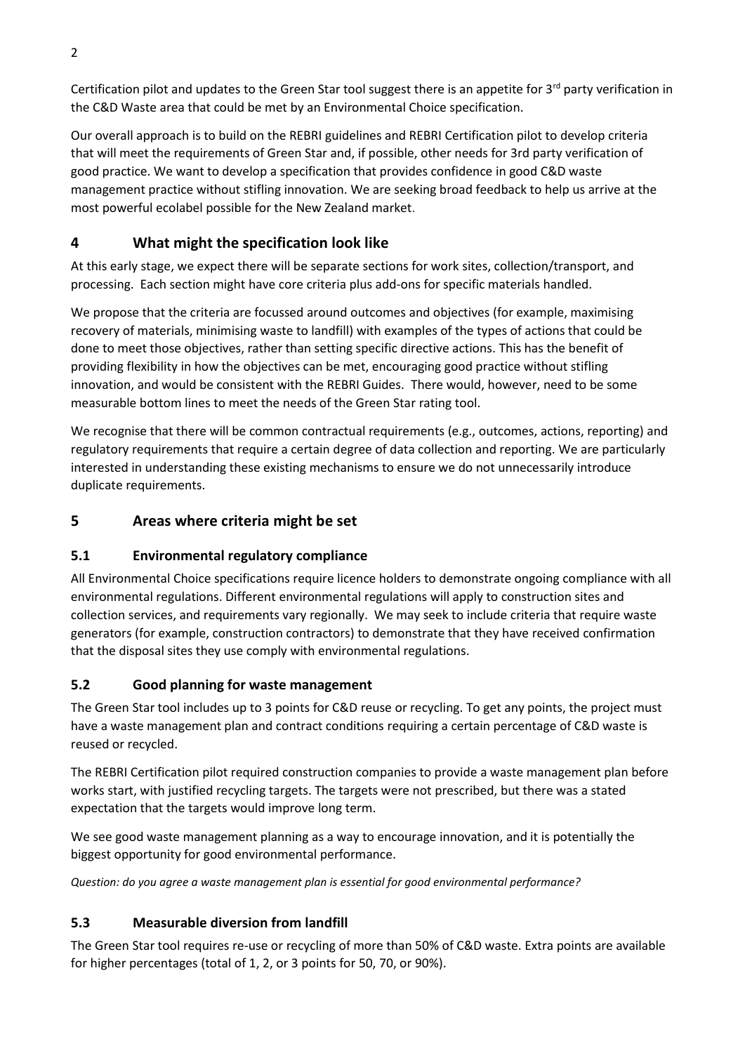Certification pilot and updates to the Green Star tool suggest there is an appetite for 3rd party verification in the C&D Waste area that could be met by an Environmental Choice specification.

Our overall approach is to build on the REBRI guidelines and REBRI Certification pilot to develop criteria that will meet the requirements of Green Star and, if possible, other needs for 3rd party verification of good practice. We want to develop a specification that provides confidence in good C&D waste management practice without stifling innovation. We are seeking broad feedback to help us arrive at the most powerful ecolabel possible for the New Zealand market.

## 4 What might the specification look like

At this early stage, we expect there will be separate sections for work sites, collection/transport, and processing. Each section might have core criteria plus add-ons for specific materials handled.

We propose that the criteria are focussed around outcomes and objectives (for example, maximising recovery of materials, minimising waste to landfill) with examples of the types of actions that could be done to meet those objectives, rather than setting specific directive actions. This has the benefit of providing flexibility in how the objectives can be met, encouraging good practice without stifling innovation, and would be consistent with the REBRI Guides. There would, however, need to be some measurable bottom lines to meet the needs of the Green Star rating tool.

We recognise that there will be common contractual requirements (e.g., outcomes, actions, reporting) and regulatory requirements that require a certain degree of data collection and reporting. We are particularly interested in understanding these existing mechanisms to ensure we do not unnecessarily introduce duplicate requirements.

## 5 Areas where criteria might be set

### 5.1 Environmental regulatory compliance

All Environmental Choice specifications require licence holders to demonstrate ongoing compliance with all environmental regulations. Different environmental regulations will apply to construction sites and collection services, and requirements vary regionally. We may seek to include criteria that require waste generators (for example, construction contractors) to demonstrate that they have received confirmation that the disposal sites they use comply with environmental regulations.

### 5.2 Good planning for waste management

The Green Star tool includes up to 3 points for C&D reuse or recycling. To get any points, the project must have a waste management plan and contract conditions requiring a certain percentage of C&D waste is reused or recycled.

The REBRI Certification pilot required construction companies to provide a waste management plan before works start, with justified recycling targets. The targets were not prescribed, but there was a stated expectation that the targets would improve long term.

We see good waste management planning as a way to encourage innovation, and it is potentially the biggest opportunity for good environmental performance.

*Question: do you agree a waste management plan is essential for good environmental performance?*

### 5.3 Measurable diversion from landfill

The Green Star tool requires re-use or recycling of more than 50% of C&D waste. Extra points are available for higher percentages (total of 1, 2, or 3 points for 50, 70, or 90%).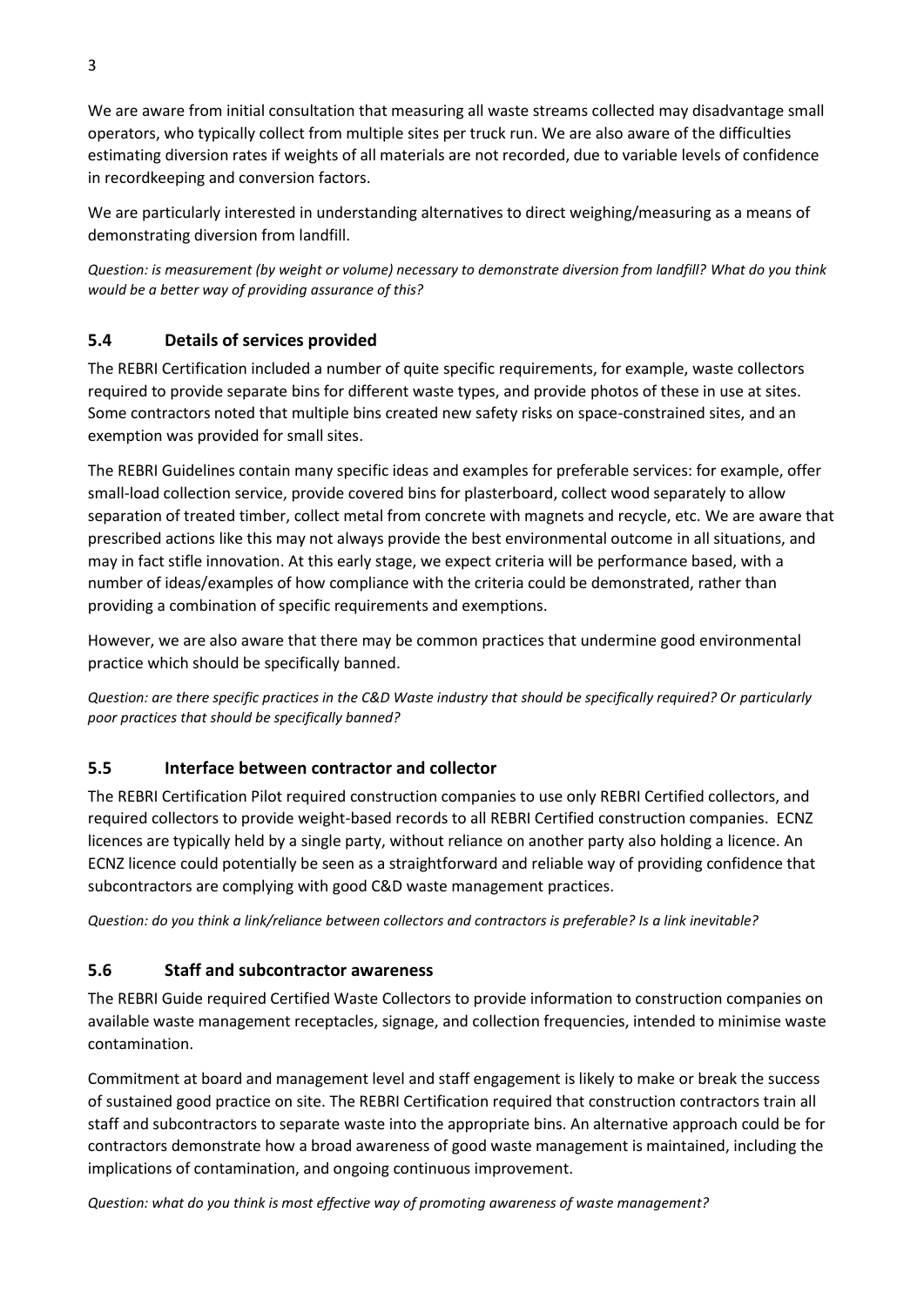We are aware from initial consultation that measuring all waste streams collected may disadvantage small operators, who typically collect from multiple sites per truck run. We are also aware of the difficulties estimating diversion rates if weights of all materials are not recorded, due to variable levels of confidence in recordkeeping and conversion factors.

We are particularly interested in understanding alternatives to direct weighing/measuring as a means of demonstrating diversion from landfill.

*Question: is measurement (by weight or volume) necessary to demonstrate diversion from landfill? What do you think would be a better way of providing assurance of this?*

## 5.4 Details of services provided

The REBRI Certification included a number of quite specific requirements, for example, waste collectors required to provide separate bins for different waste types, and provide photos of these in use at sites. Some contractors noted that multiple bins created new safety risks on space-constrained sites, and an exemption was provided for small sites.

The REBRI Guidelines contain many specific ideas and examples for preferable services: for example, offer small-load collection service, provide covered bins for plasterboard, collect wood separately to allow separation of treated timber, collect metal from concrete with magnets and recycle, etc. We are aware that prescribed actions like this may not always provide the best environmental outcome in all situations, and may in fact stifle innovation. At this early stage, we expect criteria will be performance based, with a number of ideas/examples of how compliance with the criteria could be demonstrated, rather than providing a combination of specific requirements and exemptions.

However, we are also aware that there may be common practices that undermine good environmental practice which should be specifically banned.

*Question: are there specific practices in the C&D Waste industry that should be specifically required? Or particularly poor practices that should be specifically banned?*

## 5.5 Interface between contractor and collector

The REBRI Certification Pilot required construction companies to use only REBRI Certified collectors, and required collectors to provide weight-based records to all REBRI Certified construction companies. ECNZ licences are typically held by a single party, without reliance on another party also holding a licence. An ECNZ licence could potentially be seen as a straightforward and reliable way of providing confidence that subcontractors are complying with good C&D waste management practices.

*Question: do you think a link/reliance between collectors and contractors is preferable? Is a link inevitable?*

## 5.6 Staff and subcontractor awareness

The REBRI Guide required Certified Waste Collectors to provide information to construction companies on available waste management receptacles, signage, and collection frequencies, intended to minimise waste contamination.

Commitment at board and management level and staff engagement is likely to make or break the success of sustained good practice on site. The REBRI Certification required that construction contractors train all staff and subcontractors to separate waste into the appropriate bins. An alternative approach could be for contractors demonstrate how a broad awareness of good waste management is maintained, including the implications of contamination, and ongoing continuous improvement.

*Question: what do you think is most effective way of promoting awareness of waste management?*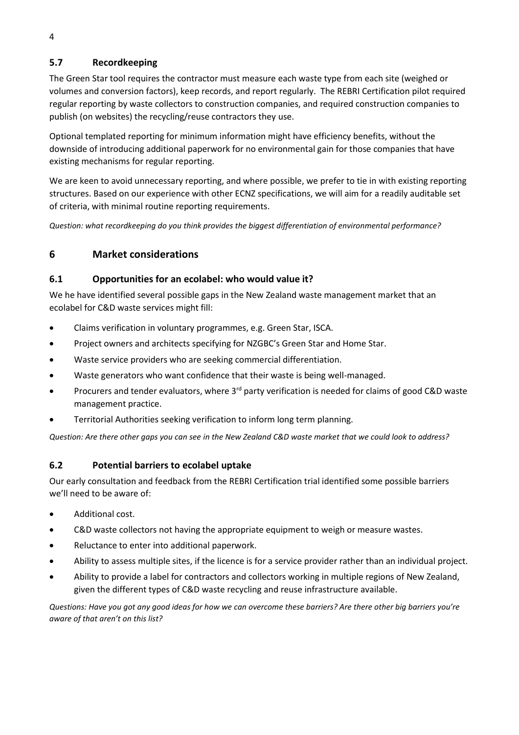## 5.7 Recordkeeping

The Green Star tool requires the contractor must measure each waste type from each site (weighed or volumes and conversion factors), keep records, and report regularly. The REBRI Certification pilot required regular reporting by waste collectors to construction companies, and required construction companies to publish (on websites) the recycling/reuse contractors they use.

Optional templated reporting for minimum information might have efficiency benefits, without the downside of introducing additional paperwork for no environmental gain for those companies that have existing mechanisms for regular reporting.

We are keen to avoid unnecessary reporting, and where possible, we prefer to tie in with existing reporting structures. Based on our experience with other ECNZ specifications, we will aim for a readily auditable set of criteria, with minimal routine reporting requirements.

*Question: what recordkeeping do you think provides the biggest differentiation of environmental performance?*

# 6 Market considerations

## 6.1 Opportunities for an ecolabel: who would value it?

We he have identified several possible gaps in the New Zealand waste management market that an ecolabel for C&D waste services might fill:

- Claims verification in voluntary programmes, e.g. Green Star, ISCA.
- Project owners and architects specifying for NZGBC's Green Star and Home Star.
- Waste service providers who are seeking commercial differentiation.
- Waste generators who want confidence that their waste is being well-managed.
- Procurers and tender evaluators, where 3rd party verification is needed for claims of good C&D waste management practice.
- Territorial Authorities seeking verification to inform long term planning.

*Question: Are there other gaps you can see in the New Zealand C&D waste market that we could look to address?*

## 6.2 Potential barriers to ecolabel uptake

Our early consultation and feedback from the REBRI Certification trial identified some possible barriers we'll need to be aware of:

- Additional cost.
- C&D waste collectors not having the appropriate equipment to weigh or measure wastes.
- Reluctance to enter into additional paperwork.
- Ability to assess multiple sites, if the licence is for a service provider rather than an individual project.
- Ability to provide a label for contractors and collectors working in multiple regions of New Zealand, given the different types of C&D waste recycling and reuse infrastructure available.

*Questions: Have you got any good ideas for how we can overcome these barriers? Are there other big barriers you're aware of that aren't on this list?*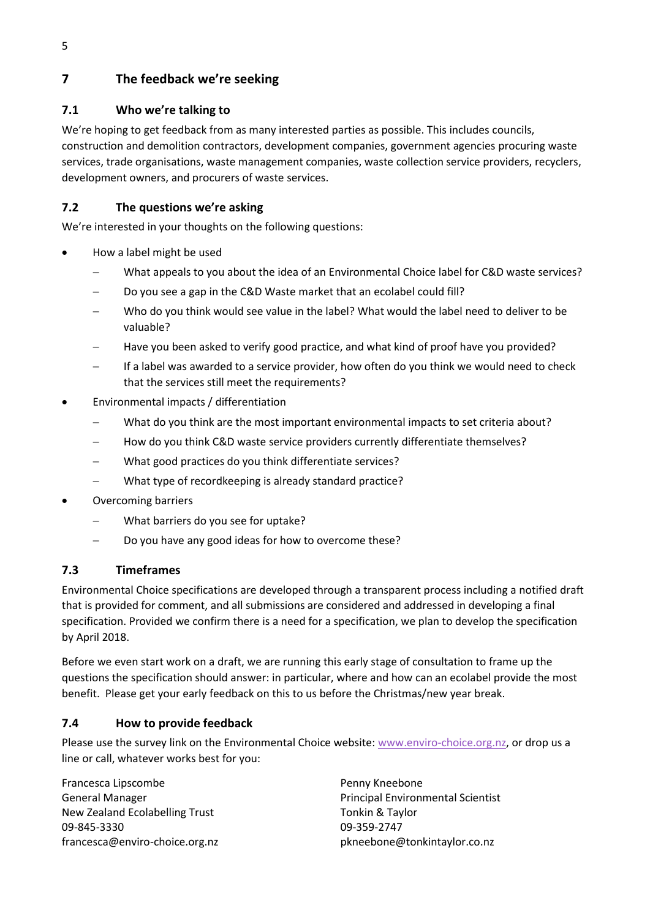## 7 The feedback we're seeking

### 7.1 Who we're talking to

We're hoping to get feedback from as many interested parties as possible. This includes councils, construction and demolition contractors, development companies, government agencies procuring waste services, trade organisations, waste management companies, waste collection service providers, recyclers, development owners, and procurers of waste services.

### 7.2 The questions we're asking

We're interested in your thoughts on the following questions:

- How a label might be used
  - What appeals to you about the idea of an Environmental Choice label for C&D waste services?
  - Do you see a gap in the C&D Waste market that an ecolabel could fill?
  - Who do you think would see value in the label? What would the label need to deliver to be valuable?
  - Have you been asked to verify good practice, and what kind of proof have you provided?
  - If a label was awarded to a service provider, how often do you think we would need to check that the services still meet the requirements?
- Environmental impacts / differentiation
  - What do you think are the most important environmental impacts to set criteria about?
  - How do you think C&D waste service providers currently differentiate themselves?
  - What good practices do you think differentiate services?
  - What type of recordkeeping is already standard practice?
- Overcoming barriers
  - What barriers do you see for uptake?
  - Do you have any good ideas for how to overcome these?

### 7.3 Timeframes

Environmental Choice specifications are developed through a transparent process including a notified draft that is provided for comment, and all submissions are considered and addressed in developing a final specification. Provided we confirm there is a need for a specification, we plan to develop the specification by April 2018.

Before we even start work on a draft, we are running this early stage of consultation to frame up the questions the specification should answer: in particular, where and how can an ecolabel provide the most benefit. Please get your early feedback on this to us before the Christmas/new year break.

### 7.4 How to provide feedback

Please use the survey link on the Environmental Choice website: www.enviro-choice.org.nz, or drop us a line or call, whatever works best for you:

Francesca Lipscombe
General Manager
New Zealand Ecolabelling Trust
09-845-3330
francesca@enviro-choice.org.nz

Penny Kneebone
Principal Environmental Scientist
Tonkin & Taylor
09-359-2747
pkneebone@tonkintaylor.co.nz